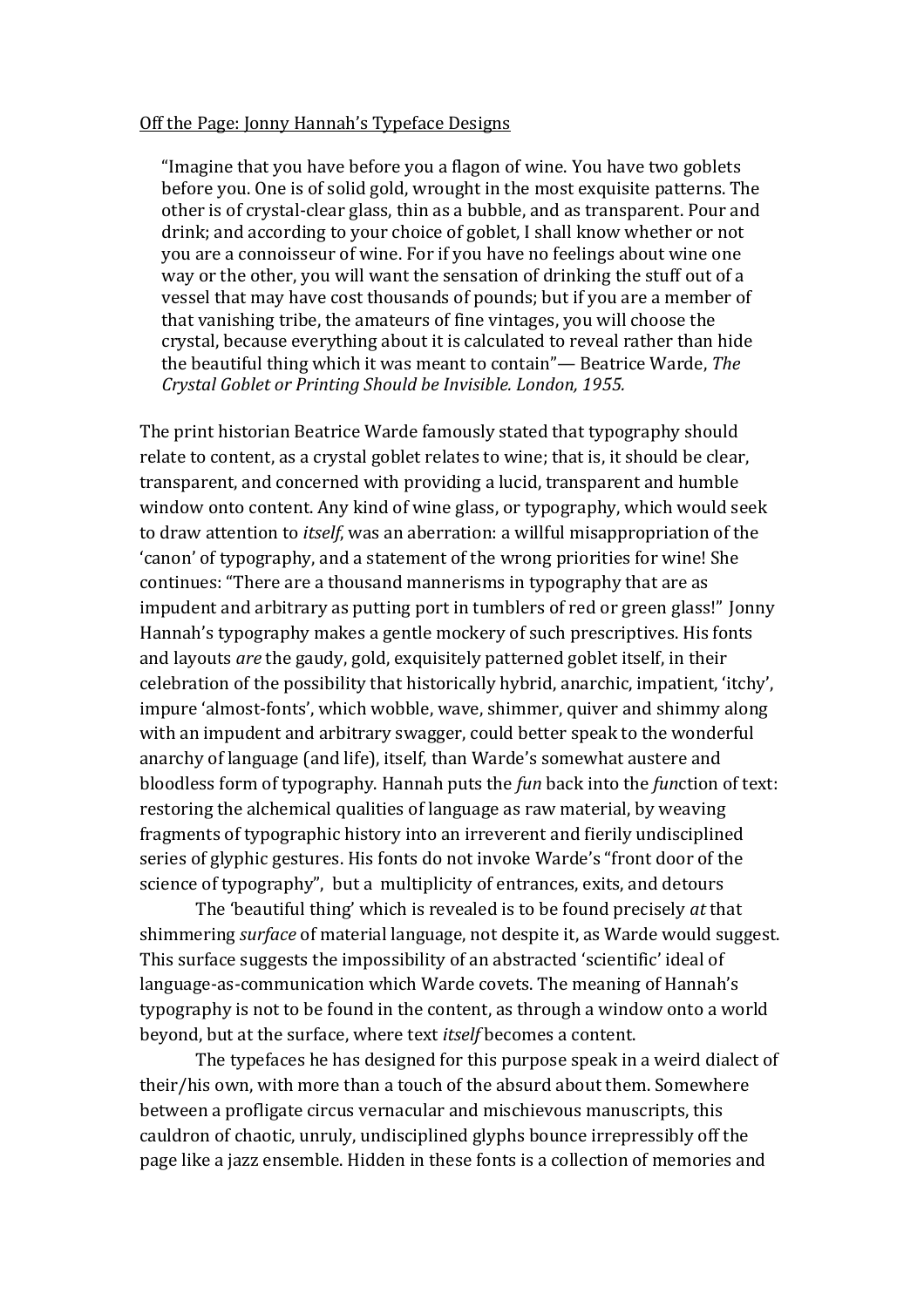Off the Page: Jonny Hannah's Typeface Designs

> "Imagine that you have before you a flagon of wine. You have two goblets before you. One is of solid gold, wrought in the most exquisite patterns. The other is of crystal-clear glass, thin as a bubble, and as transparent. Pour and drink; and according to your choice of goblet, I shall know whether or not you are a connoisseur of wine. For if you have no feelings about wine one way or the other, you will want the sensation of drinking the stuff out of a vessel that may have cost thousands of pounds; but if you are a member of that vanishing tribe, the amateurs of fine vintages, you will choose the crystal, because everything about it is calculated to reveal rather than hide the beautiful thing which it was meant to contain"— Beatrice Warde, *The Crystal Goblet or Printing Should be Invisible. London, 1955.*

The print historian Beatrice Warde famously stated that typography should relate to content, as a crystal goblet relates to wine; that is, it should be clear, transparent, and concerned with providing a lucid, transparent and humble window onto content. Any kind of wine glass, or typography, which would seek to draw attention to *itself*, was an aberration: a willful misappropriation of the 'canon' of typography, and a statement of the wrong priorities for wine! She continues: "There are a thousand mannerisms in typography that are as impudent and arbitrary as putting port in tumblers of red or green glass!" Jonny Hannah's typography makes a gentle mockery of such prescriptives. His fonts and layouts *are* the gaudy, gold, exquisitely patterned goblet itself, in their celebration of the possibility that historically hybrid, anarchic, impatient, 'itchy', impure 'almost-fonts', which wobble, wave, shimmer, quiver and shimmy along with an impudent and arbitrary swagger, could better speak to the wonderful anarchy of language (and life), itself, than Warde's somewhat austere and bloodless form of typography. Hannah puts the *fun* back into the *fun*ction of text: restoring the alchemical qualities of language as raw material, by weaving fragments of typographic history into an irreverent and fierily undisciplined series of glyphic gestures. His fonts do not invoke Warde's "front door of the science of typography", but a multiplicity of entrances, exits, and detours

The 'beautiful thing' which is revealed is to be found precisely *at* that shimmering *surface* of material language, not despite it, as Warde would suggest. This surface suggests the impossibility of an abstracted 'scientific' ideal of language-as-communication which Warde covets. The meaning of Hannah's typography is not to be found in the content, as through a window onto a world beyond, but at the surface, where text *itself* becomes a content.

The typefaces he has designed for this purpose speak in a weird dialect of their/his own, with more than a touch of the absurd about them. Somewhere between a profligate circus vernacular and mischievous manuscripts, this cauldron of chaotic, unruly, undisciplined glyphs bounce irrepressibly off the page like a jazz ensemble. Hidden in these fonts is a collection of memories and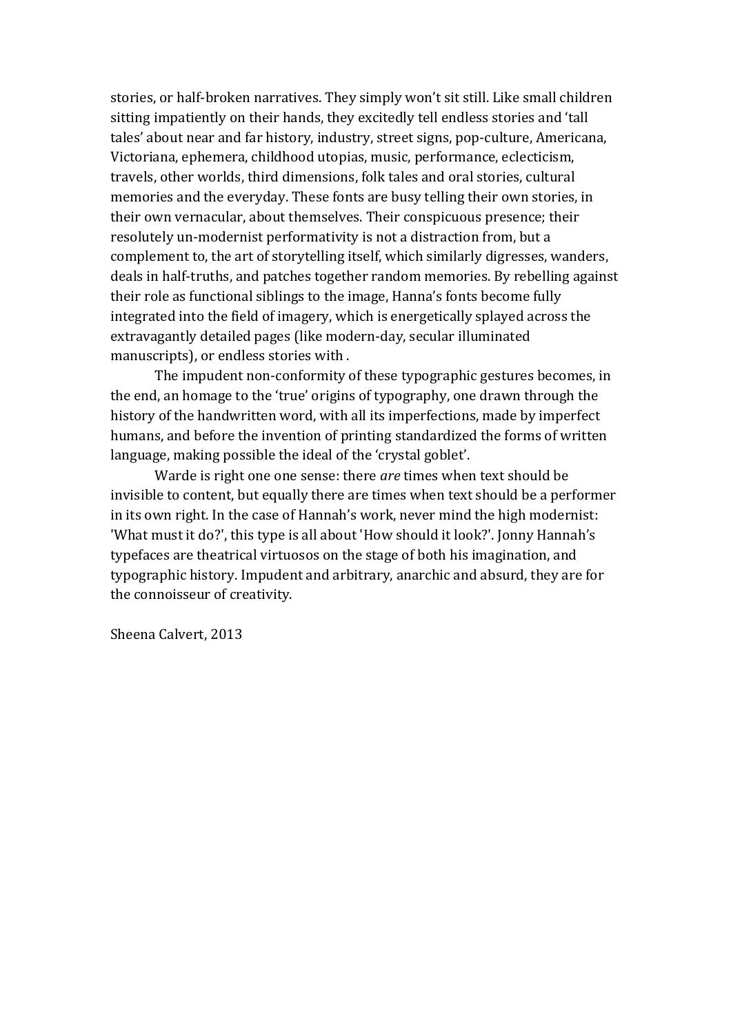stories, or half-broken narratives. They simply won't sit still. Like small children sitting impatiently on their hands, they excitedly tell endless stories and 'tall tales' about near and far history, industry, street signs, pop-culture, Americana, Victoriana, ephemera, childhood utopias, music, performance, eclecticism, travels, other worlds, third dimensions, folk tales and oral stories, cultural memories and the everyday. These fonts are busy telling their own stories, in their own vernacular, about themselves. Their conspicuous presence; their resolutely un-modernist performativity is not a distraction from, but a complement to, the art of storytelling itself, which similarly digresses, wanders, deals in half-truths, and patches together random memories. By rebelling against their role as functional siblings to the image, Hanna's fonts become fully integrated into the field of imagery, which is energetically splayed across the extravagantly detailed pages (like modern-day, secular illuminated manuscripts), or endless stories with .

The impudent non-conformity of these typographic gestures becomes, in the end, an homage to the 'true' origins of typography, one drawn through the history of the handwritten word, with all its imperfections, made by imperfect humans, and before the invention of printing standardized the forms of written language, making possible the ideal of the 'crystal goblet'.

Warde is right one one sense: there *are* times when text should be invisible to content, but equally there are times when text should be a performer in its own right. In the case of Hannah's work, never mind the high modernist: 'What must it do?', this type is all about 'How should it look?'. Jonny Hannah's typefaces are theatrical virtuosos on the stage of both his imagination, and typographic history. Impudent and arbitrary, anarchic and absurd, they are for the connoisseur of creativity.

Sheena Calvert, 2013